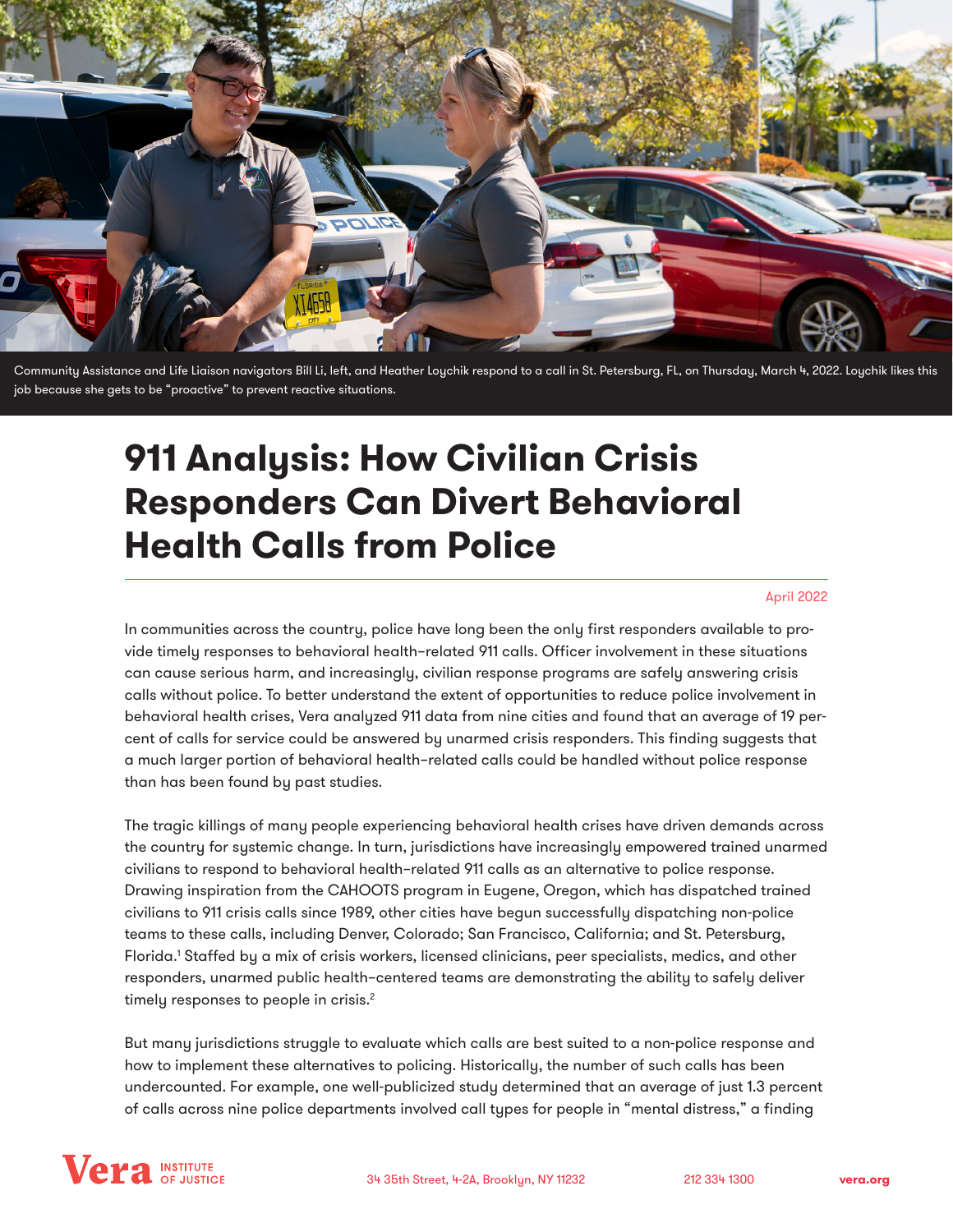Community Assistance and Life Liaison navigators Bill Li, left, and Heather Loychik respond to a call in St. Petersburg, FL, on Thursday, March 4, 2022. Loychik likes this job because she gets to be "proactive" to prevent reactive situations.

# 911 Analysis: How Civilian Crisis Responders Can Divert Behavioral Health Calls from Police

April 2022

In communities across the country, police have long been the only first responders available to provide timely responses to behavioral health–related 911 calls. Officer involvement in these situations can cause serious harm, and increasingly, civilian response programs are safely answering crisis calls without police. To better understand the extent of opportunities to reduce police involvement in behavioral health crises, Vera analyzed 911 data from nine cities and found that an average of 19 percent of calls for service could be answered by unarmed crisis responders. This finding suggests that a much larger portion of behavioral health–related calls could be handled without police response than has been found by past studies.

The tragic killings of many people experiencing behavioral health crises have driven demands across the country for systemic change. In turn, jurisdictions have increasingly empowered trained unarmed civilians to respond to behavioral health–related 911 calls as an alternative to police response. Drawing inspiration from the CAHOOTS program in Eugene, Oregon, which has dispatched trained civilians to 911 crisis calls since 1989, other cities have begun successfully dispatching non-police teams to these calls, including Denver, Colorado; San Francisco, California; and St. Petersburg, Florida.[1] Staffed by a mix of crisis workers, licensed clinicians, peer specialists, medics, and other responders, unarmed public health–centered teams are demonstrating the ability to safely deliver timely responses to people in crisis.[2]

But many jurisdictions struggle to evaluate which calls are best suited to a non-police response and how to implement these alternatives to policing. Historically, the number of such calls has been undercounted. For example, one well-publicized study determined that an average of just 1.3 percent of calls across nine police departments involved call types for people in "mental distress," a finding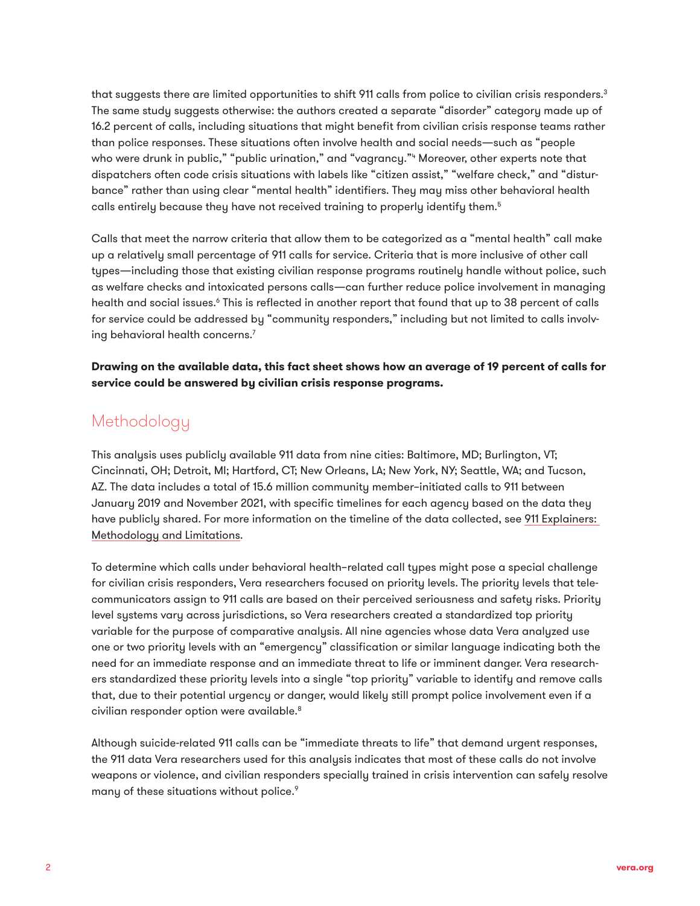that suggests there are limited opportunities to shift 911 calls from police to civilian crisis responders.[3] The same study suggests otherwise: the authors created a separate "disorder" category made up of 16.2 percent of calls, including situations that might benefit from civilian crisis response teams rather than police responses. These situations often involve health and social needs—such as "people who were drunk in public," "public urination," and "vagrancy."[4] Moreover, other experts note that dispatchers often code crisis situations with labels like "citizen assist," "welfare check," and "disturbance" rather than using clear "mental health" identifiers. They may miss other behavioral health calls entirely because they have not received training to properly identify them.[5]

Calls that meet the narrow criteria that allow them to be categorized as a "mental health" call make up a relatively small percentage of 911 calls for service. Criteria that is more inclusive of other call types—including those that existing civilian response programs routinely handle without police, such as welfare checks and intoxicated persons calls—can further reduce police involvement in managing health and social issues.[6] This is reflected in another report that found that up to 38 percent of calls for service could be addressed by "community responders," including but not limited to calls involving behavioral health concerns.[7]

**Drawing on the available data, this fact sheet shows how an average of 19 percent of calls for service could be answered by civilian crisis response programs.**

## Methodology

This analysis uses publicly available 911 data from nine cities: Baltimore, MD; Burlington, VT; Cincinnati, OH; Detroit, MI; Hartford, CT; New Orleans, LA; New York, NY; Seattle, WA; and Tucson, AZ. The data includes a total of 15.6 million community member–initiated calls to 911 between January 2019 and November 2021, with specific timelines for each agency based on the data they have publicly shared. For more information on the timeline of the data collected, see 911 Explainers: Methodology and Limitations.

To determine which calls under behavioral health–related call types might pose a special challenge for civilian crisis responders, Vera researchers focused on priority levels. The priority levels that telecommunicators assign to 911 calls are based on their perceived seriousness and safety risks. Priority level systems vary across jurisdictions, so Vera researchers created a standardized top priority variable for the purpose of comparative analysis. All nine agencies whose data Vera analyzed use one or two priority levels with an "emergency" classification or similar language indicating both the need for an immediate response and an immediate threat to life or imminent danger. Vera researchers standardized these priority levels into a single "top priority" variable to identify and remove calls that, due to their potential urgency or danger, would likely still prompt police involvement even if a civilian responder option were available.[8]

Although suicide-related 911 calls can be "immediate threats to life" that demand urgent responses, the 911 data Vera researchers used for this analysis indicates that most of these calls do not involve weapons or violence, and civilian responders specially trained in crisis intervention can safely resolve many of these situations without police.[9]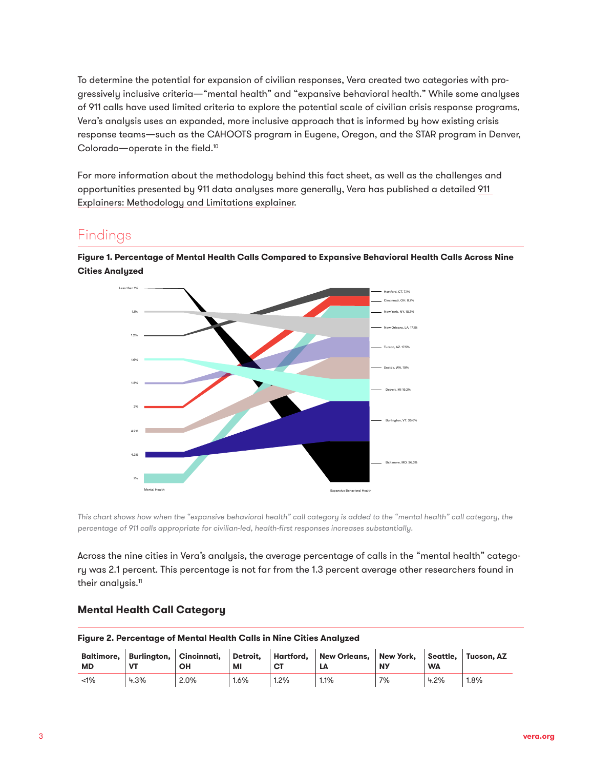To determine the potential for expansion of civilian responses, Vera created two categories with progressively inclusive criteria—"mental health" and "expansive behavioral health." While some analyses of 911 calls have used limited criteria to explore the potential scale of civilian crisis response programs, Vera's analysis uses an expanded, more inclusive approach that is informed by how existing crisis response teams—such as the CAHOOTS program in Eugene, Oregon, and the STAR program in Denver, Colorado—operate in the field.[10]

For more information about the methodology behind this fact sheet, as well as the challenges and opportunities presented by 911 data analyses more generally, Vera has published a detailed 911 Explainers: Methodology and Limitations explainer.

## Findings

**Figure 1. Percentage of Mental Health Calls Compared to Expansive Behavioral Health Calls Across Nine Cities Analyzed**

*This chart shows how when the "expansive behavioral health" call category is added to the "mental health" call category, the percentage of 911 calls appropriate for civilian-led, health-first responses increases substantially.*

Across the nine cities in Vera's analysis, the average percentage of calls in the "mental health" category was 2.1 percent. This percentage is not far from the 1.3 percent average other researchers found in their analysis.[11]

### Mental Health Call Category

**Figure 2. Percentage of Mental Health Calls in Nine Cities Analyzed**

| Baltimore, MD | Burlington, VT | Cincinnati, OH | Detroit, MI | Hartford, CT | New Orleans, LA | New York, NY | Seattle, WA | Tucson, AZ |
|---|---|---|---|---|---|---|---|---|
| <1% | 4.3% | 2.0% | 1.6% | 1.2% | 1.1% | 7% | 4.2% | 1.8% |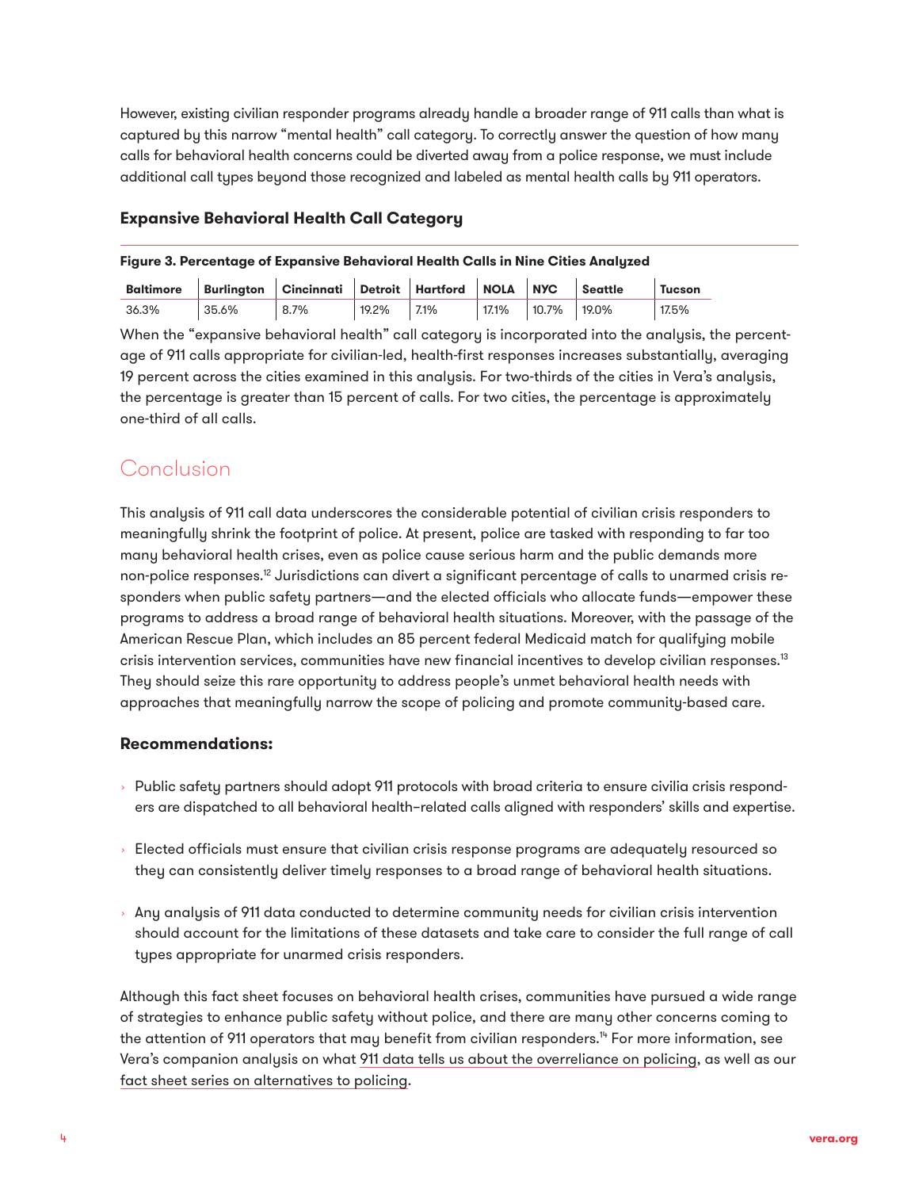However, existing civilian responder programs already handle a broader range of 911 calls than what is captured by this narrow "mental health" call category. To correctly answer the question of how many calls for behavioral health concerns could be diverted away from a police response, we must include additional call types beyond those recognized and labeled as mental health calls by 911 operators.

### Expansive Behavioral Health Call Category

**Figure 3. Percentage of Expansive Behavioral Health Calls in Nine Cities Analyzed**

| Baltimore | Burlington | Cincinnati | Detroit | Hartford | NOLA | NYC | Seattle | Tucson |
|---|---|---|---|---|---|---|---|---|
| 36.3% | 35.6% | 8.7% | 19.2% | 7.1% | 17.1% | 10.7% | 19.0% | 17.5% |

When the "expansive behavioral health" call category is incorporated into the analysis, the percentage of 911 calls appropriate for civilian-led, health-first responses increases substantially, averaging 19 percent across the cities examined in this analysis. For two-thirds of the cities in Vera's analysis, the percentage is greater than 15 percent of calls. For two cities, the percentage is approximately one-third of all calls.

## Conclusion

This analysis of 911 call data underscores the considerable potential of civilian crisis responders to meaningfully shrink the footprint of police. At present, police are tasked with responding to far too many behavioral health crises, even as police cause serious harm and the public demands more non-police responses.[12] Jurisdictions can divert a significant percentage of calls to unarmed crisis responders when public safety partners—and the elected officials who allocate funds—empower these programs to address a broad range of behavioral health situations. Moreover, with the passage of the American Rescue Plan, which includes an 85 percent federal Medicaid match for qualifying mobile crisis intervention services, communities have new financial incentives to develop civilian responses.[13] They should seize this rare opportunity to address people's unmet behavioral health needs with approaches that meaningfully narrow the scope of policing and promote community-based care.

### Recommendations:

- Public safety partners should adopt 911 protocols with broad criteria to ensure civilia crisis responders are dispatched to all behavioral health–related calls aligned with responders' skills and expertise.
- Elected officials must ensure that civilian crisis response programs are adequately resourced so they can consistently deliver timely responses to a broad range of behavioral health situations.
- Any analysis of 911 data conducted to determine community needs for civilian crisis intervention should account for the limitations of these datasets and take care to consider the full range of call types appropriate for unarmed crisis responders.

Although this fact sheet focuses on behavioral health crises, communities have pursued a wide range of strategies to enhance public safety without police, and there are many other concerns coming to the attention of 911 operators that may benefit from civilian responders.[14] For more information, see Vera's companion analysis on what 911 data tells us about the overreliance on policing, as well as our fact sheet series on alternatives to policing.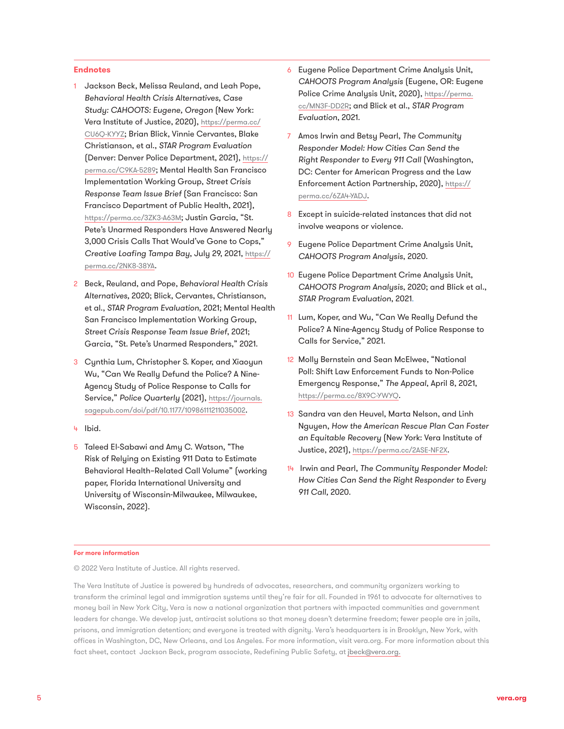## Endnotes

1. Jackson Beck, Melissa Reuland, and Leah Pope, *Behavioral Health Crisis Alternatives, Case Study: CAHOOTS: Eugene, Oregon* (New York: Vera Institute of Justice, 2020), https://perma.cc/CU6Q-KYYZ; Brian Blick, Vinnie Cervantes, Blake Christianson, et al., *STAR Program Evaluation* (Denver: Denver Police Department, 2021), https://perma.cc/C9KA-5289; Mental Health San Francisco Implementation Working Group, *Street Crisis Response Team Issue Brief* (San Francisco: San Francisco Department of Public Health, 2021), https://perma.cc/3ZK3-A63M; Justin Garcia, "St. Pete's Unarmed Responders Have Answered Nearly 3,000 Crisis Calls That Would've Gone to Cops," *Creative Loafing Tampa Bay*, July 29, 2021, https://perma.cc/2NK8-38YA.
2. Beck, Reuland, and Pope, *Behavioral Health Crisis Alternatives*, 2020; Blick, Cervantes, Christianson, et al., *STAR Program Evaluation*, 2021; Mental Health San Francisco Implementation Working Group, *Street Crisis Response Team Issue Brief*, 2021; Garcia, "St. Pete's Unarmed Responders," 2021.
3. Cynthia Lum, Christopher S. Koper, and Xiaoyun Wu, "Can We Really Defund the Police? A Nine-Agency Study of Police Response to Calls for Service," *Police Quarterly* (2021), https://journals.sagepub.com/doi/pdf/10.1177/10986111211035002.
4. Ibid.
5. Taleed El-Sabawi and Amy C. Watson, "The Risk of Relying on Existing 911 Data to Estimate Behavioral Health–Related Call Volume" (working paper, Florida International University and University of Wisconsin-Milwaukee, Milwaukee, Wisconsin, 2022).
6. Eugene Police Department Crime Analysis Unit, *CAHOOTS Program Analysis* (Eugene, OR: Eugene Police Crime Analysis Unit, 2020), https://perma.cc/MN3F-DD2R; and Blick et al., *STAR Program Evaluation*, 2021.
7. Amos Irwin and Betsy Pearl, *The Community Responder Model: How Cities Can Send the Right Responder to Every 911 Call* (Washington, DC: Center for American Progress and the Law Enforcement Action Partnership, 2020), https://perma.cc/6ZA4-YADJ.
8. Except in suicide-related instances that did not involve weapons or violence.
9. Eugene Police Department Crime Analysis Unit, *CAHOOTS Program Analysis*, 2020.
10. Eugene Police Department Crime Analysis Unit, *CAHOOTS Program Analysis*, 2020; and Blick et al., *STAR Program Evaluation*, 2021.
11. Lum, Koper, and Wu, "Can We Really Defund the Police? A Nine-Agency Study of Police Response to Calls for Service," 2021.
12. Molly Bernstein and Sean McElwee, "National Poll: Shift Law Enforcement Funds to Non-Police Emergency Response," *The Appeal*, April 8, 2021, https://perma.cc/8X9C-YWYQ.
13. Sandra van den Heuvel, Marta Nelson, and Linh Nguyen, *How the American Rescue Plan Can Foster an Equitable Recovery* (New York: Vera Institute of Justice, 2021), https://perma.cc/2ASE-NF2X.
14. Irwin and Pearl, *The Community Responder Model: How Cities Can Send the Right Responder to Every 911 Call*, 2020.

**For more information**

© 2022 Vera Institute of Justice. All rights reserved.

The Vera Institute of Justice is powered by hundreds of advocates, researchers, and community organizers working to transform the criminal legal and immigration systems until they're fair for all. Founded in 1961 to advocate for alternatives to money bail in New York City, Vera is now a national organization that partners with impacted communities and government leaders for change. We develop just, antiracist solutions so that money doesn't determine freedom; fewer people are in jails, prisons, and immigration detention; and everyone is treated with dignity. Vera's headquarters is in Brooklyn, New York, with offices in Washington, DC, New Orleans, and Los Angeles. For more information, visit vera.org. For more information about this fact sheet, contact Jackson Beck, program associate, Redefining Public Safety, at jbeck@vera.org.